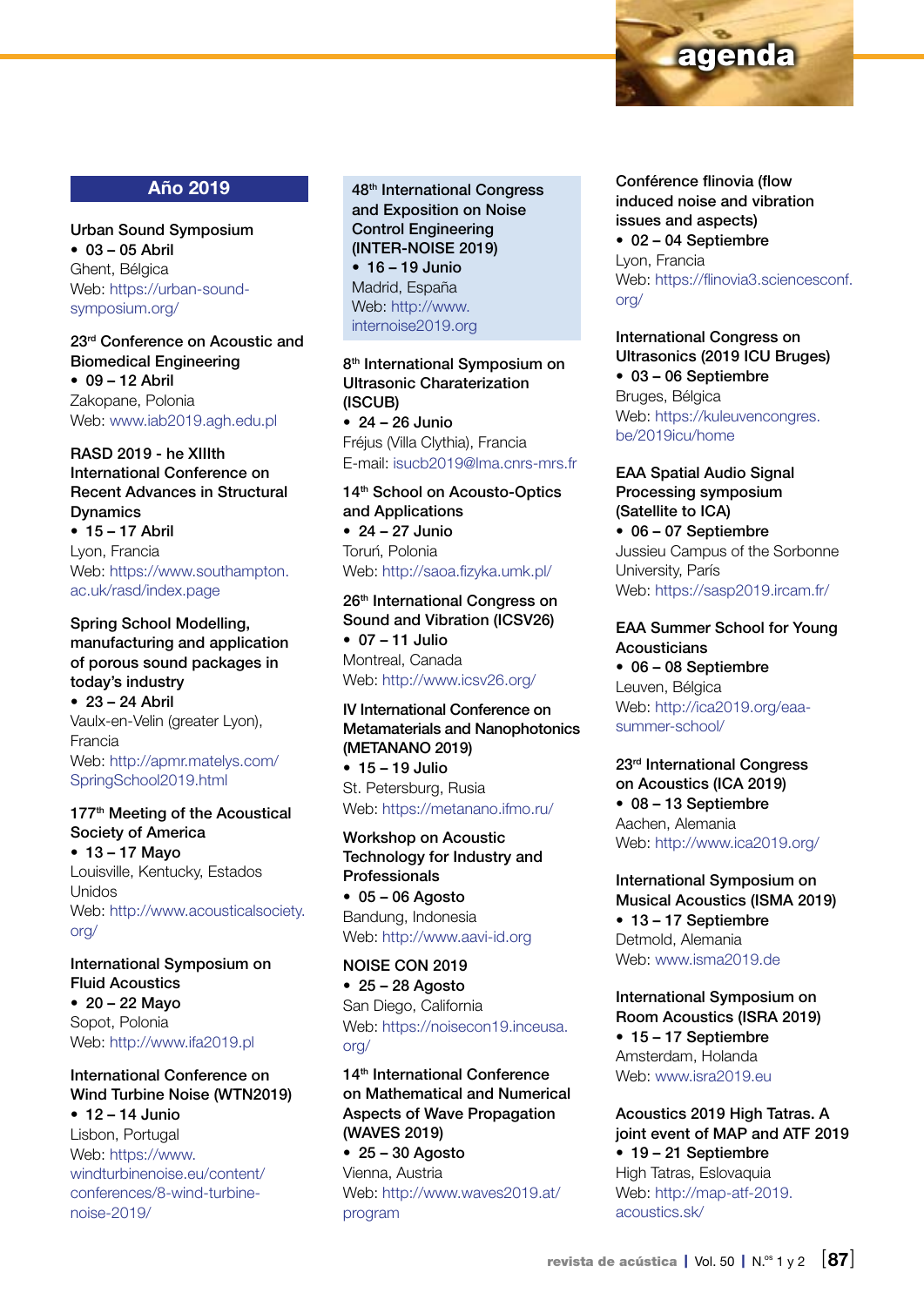## Año 2019

**Urban Sound Symposium**
- **03 – 05 Abril**

Ghent, Bélgica
Web: https://urban-sound-symposium.org/

**23rd Conference on Acoustic and Biomedical Engineering**
- **09 – 12 Abril**

Zakopane, Polonia
Web: www.iab2019.agh.edu.pl

**RASD 2019 - he XIIIth International Conference on Recent Advances in Structural Dynamics**
- **15 – 17 Abril**

Lyon, Francia
Web: https://www.southampton.ac.uk/rasd/index.page

**Spring School Modelling, manufacturing and application of porous sound packages in today's industry**
- **23 – 24 Abril**

Vaulx-en-Velin (greater Lyon), Francia
Web: http://apmr.matelys.com/SpringSchool2019.html

**177th Meeting of the Acoustical Society of America**
- **13 – 17 Mayo**

Louisville, Kentucky, Estados Unidos
Web: http://www.acousticalsociety.org/

**International Symposium on Fluid Acoustics**
- **20 – 22 Mayo**

Sopot, Polonia
Web: http://www.ifa2019.pl

**International Conference on Wind Turbine Noise (WTN2019)**
- **12 – 14 Junio**

Lisbon, Portugal
Web: https://www.windturbinenoise.eu/content/conferences/8-wind-turbine-noise-2019/

**48th International Congress and Exposition on Noise Control Engineering (INTER-NOISE 2019)**
- **16 – 19 Junio**

Madrid, España
Web: http://www.internoise2019.org

**8th International Symposium on Ultrasonic Charaterization (ISCUB)**
- **24 – 26 Junio**

Fréjus (Villa Clythia), Francia
E-mail: isucb2019@lma.cnrs-mrs.fr

**14th School on Acousto-Optics and Applications**
- **24 – 27 Junio**

Toruń, Polonia
Web: http://saoa.fizyka.umk.pl/

**26th International Congress on Sound and Vibration (ICSV26)**
- **07 – 11 Julio**

Montreal, Canada
Web: http://www.icsv26.org/

**IV International Conference on Metamaterials and Nanophotonics (METANANO 2019)**
- **15 – 19 Julio**

St. Petersburg, Rusia
Web: https://metanano.ifmo.ru/

**Workshop on Acoustic Technology for Industry and Professionals**
- **05 – 06 Agosto**

Bandung, Indonesia
Web: http://www.aavi-id.org

**NOISE CON 2019**
- **25 – 28 Agosto**

San Diego, California
Web: https://noisecon19.inceusa.org/

**14th International Conference on Mathematical and Numerical Aspects of Wave Propagation (WAVES 2019)**
- **25 – 30 Agosto**

Vienna, Austria
Web: http://www.waves2019.at/program

**Conférence flinovia (flow induced noise and vibration issues and aspects)**
- **02 – 04 Septiembre**

Lyon, Francia
Web: https://flinovia3.sciencesconf.org/

**International Congress on Ultrasonics (2019 ICU Bruges)**
- **03 – 06 Septiembre**

Bruges, Bélgica
Web: https://kuleuvencongres.be/2019icu/home

**EAA Spatial Audio Signal Processing symposium (Satellite to ICA)**
- **06 – 07 Septiembre**

Jussieu Campus of the Sorbonne University, París
Web: https://sasp2019.ircam.fr/

**EAA Summer School for Young Acousticians**
- **06 – 08 Septiembre**

Leuven, Bélgica
Web: http://ica2019.org/eaa-summer-school/

**23rd International Congress on Acoustics (ICA 2019)**
- **08 – 13 Septiembre**

Aachen, Alemania
Web: http://www.ica2019.org/

**International Symposium on Musical Acoustics (ISMA 2019)**
- **13 – 17 Septiembre**

Detmold, Alemania
Web: www.isma2019.de

**International Symposium on Room Acoustics (ISRA 2019)**
- **15 – 17 Septiembre**

Amsterdam, Holanda
Web: www.isra2019.eu

**Acoustics 2019 High Tatras. A joint event of MAP and ATF 2019**
- **19 – 21 Septiembre**

High Tatras, Eslovaquia
Web: http://map-atf-2019.acoustics.sk/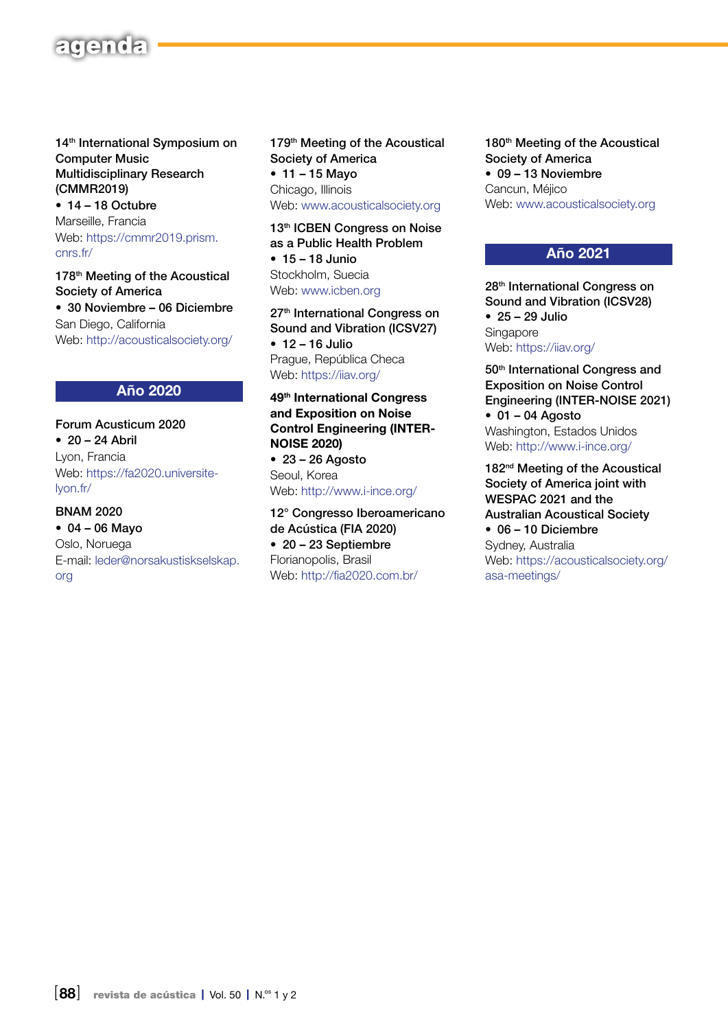# agenda

**14th International Symposium on Computer Music Multidisciplinary Research (CMMR2019)**
- **14 – 18 Octubre**

Marseille, Francia
Web: https://cmmr2019.prism.cnrs.fr/

**178th Meeting of the Acoustical Society of America**
- **30 Noviembre – 06 Diciembre**

San Diego, California
Web: http://acousticalsociety.org/

## Año 2020

**Forum Acusticum 2020**
- **20 – 24 Abril**

Lyon, Francia
Web: https://fa2020.universite-lyon.fr/

**BNAM 2020**
- **04 – 06 Mayo**

Oslo, Noruega
E-mail: leder@norsakustiskselskap.org

**179th Meeting of the Acoustical Society of America**
- **11 – 15 Mayo**

Chicago, Illinois
Web: www.acousticalsociety.org

**13th ICBEN Congress on Noise as a Public Health Problem**
- **15 – 18 Junio**

Stockholm, Suecia
Web: www.icben.org

**27th International Congress on Sound and Vibration (ICSV27)**
- **12 – 16 Julio**

Prague, República Checa
Web: https://iiav.org/

**49th International Congress and Exposition on Noise Control Engineering (INTER-NOISE 2020)**
- **23 – 26 Agosto**

Seoul, Korea
Web: http://www.i-ince.org/

**12° Congresso Iberoamericano de Acústica (FIA 2020)**
- **20 – 23 Septiembre**

Florianopolis, Brasil
Web: http://fia2020.com.br/

**180th Meeting of the Acoustical Society of America**
- **09 – 13 Noviembre**

Cancun, Méjico
Web: www.acousticalsociety.org

## Año 2021

**28th International Congress on Sound and Vibration (ICSV28)**
- **25 – 29 Julio**

Singapore
Web: https://iiav.org/

**50th International Congress and Exposition on Noise Control Engineering (INTER-NOISE 2021)**
- **01 – 04 Agosto**

Washington, Estados Unidos
Web: http://www.i-ince.org/

**182nd Meeting of the Acoustical Society of America joint with WESPAC 2021 and the Australian Acoustical Society**
- **06 – 10 Diciembre**

Sydney, Australia
Web: https://acousticalsociety.org/asa-meetings/